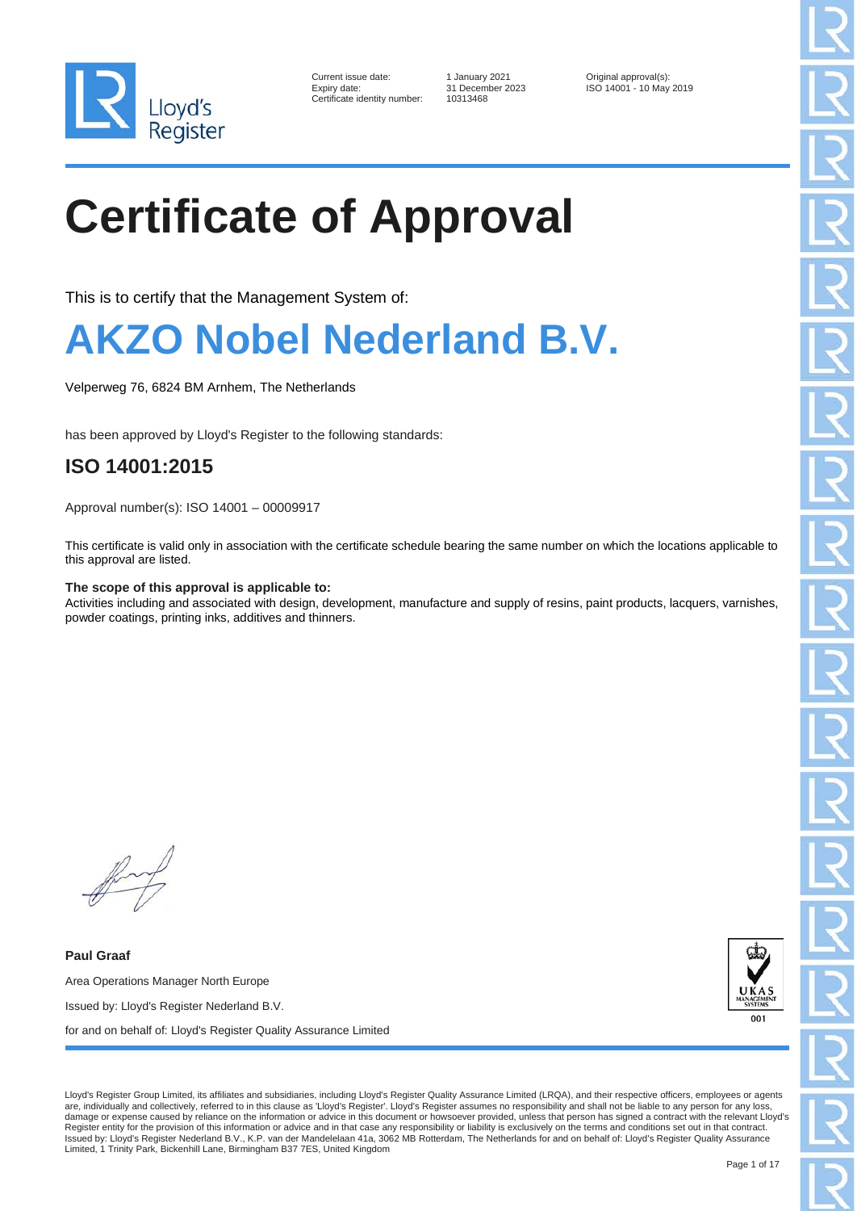| | | |
|---|---|---|
| Current issue date: | 1 January 2021 | Original approval(s): |
| Expiry date: | 31 December 2023 | ISO 14001 - 10 May 2019 |
| Certificate identity number: | 10313468 | |

# Certificate of Approval

This is to certify that the Management System of:

# AKZO Nobel Nederland B.V.

Velperweg 76, 6824 BM Arnhem, The Netherlands

has been approved by Lloyd's Register to the following standards:

## ISO 14001:2015

Approval number(s): ISO 14001 – 00009917

This certificate is valid only in association with the certificate schedule bearing the same number on which the locations applicable to this approval are listed.

**The scope of this approval is applicable to:**
Activities including and associated with design, development, manufacture and supply of resins, paint products, lacquers, varnishes, powder coatings, printing inks, additives and thinners.

**Paul Graaf**

Area Operations Manager North Europe

Issued by: Lloyd's Register Nederland B.V.

for and on behalf of: Lloyd's Register Quality Assurance Limited

Lloyd's Register Group Limited, its affiliates and subsidiaries, including Lloyd's Register Quality Assurance Limited (LRQA), and their respective officers, employees or agents are, individually and collectively, referred to in this clause as 'Lloyd's Register'. Lloyd's Register assumes no responsibility and shall not be liable to any person for any loss, damage or expense caused by reliance on the information or advice in this document or howsoever provided, unless that person has signed a contract with the relevant Lloyd's Register entity for the provision of this information or advice and in that case any responsibility or liability is exclusively on the terms and conditions set out in that contract.
Issued by: Lloyd's Register Nederland B.V., K.P. van der Mandelelaan 41a, 3062 MB Rotterdam, The Netherlands for and on behalf of: Lloyd's Register Quality Assurance Limited, 1 Trinity Park, Bickenhill Lane, Birmingham B37 7ES, United Kingdom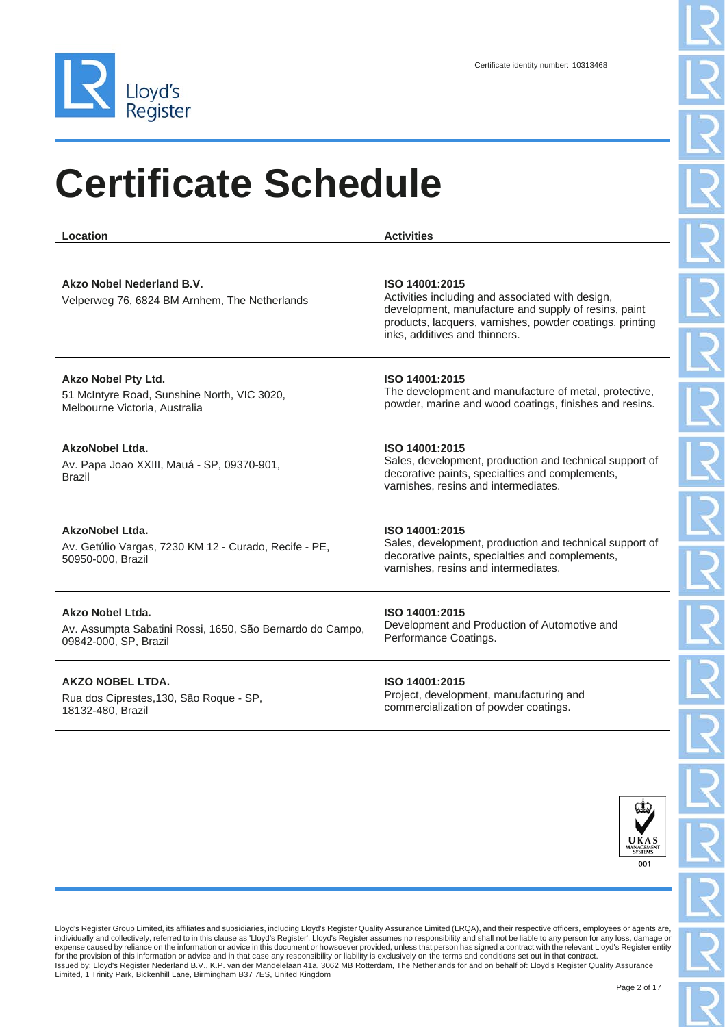Certificate identity number: 10313468

# Certificate Schedule

| Location | Activities |
| --- | --- |
| **Akzo Nobel Nederland B.V.**<br>Velperweg 76, 6824 BM Arnhem, The Netherlands | **ISO 14001:2015**<br>Activities including and associated with design, development, manufacture and supply of resins, paint products, lacquers, varnishes, powder coatings, printing inks, additives and thinners. |
| **Akzo Nobel Pty Ltd.**<br>51 McIntyre Road, Sunshine North, VIC 3020, Melbourne Victoria, Australia | **ISO 14001:2015**<br>The development and manufacture of metal, protective, powder, marine and wood coatings, finishes and resins. |
| **AkzoNobel Ltda.**<br>Av. Papa Joao XXIII, Mauá - SP, 09370-901, Brazil | **ISO 14001:2015**<br>Sales, development, production and technical support of decorative paints, specialties and complements, varnishes, resins and intermediates. |
| **AkzoNobel Ltda.**<br>Av. Getúlio Vargas, 7230 KM 12 - Curado, Recife - PE, 50950-000, Brazil | **ISO 14001:2015**<br>Sales, development, production and technical support of decorative paints, specialties and complements, varnishes, resins and intermediates. |
| **Akzo Nobel Ltda.**<br>Av. Assumpta Sabatini Rossi, 1650, São Bernardo do Campo, 09842-000, SP, Brazil | **ISO 14001:2015**<br>Development and Production of Automotive and Performance Coatings. |
| **AKZO NOBEL LTDA.**<br>Rua dos Ciprestes,130, São Roque - SP, 18132-480, Brazil | **ISO 14001:2015**<br>Project, development, manufacturing and commercialization of powder coatings. |

UKAS MANAGEMENT SYSTEMS 001

Lloyd's Register Group Limited, its affiliates and subsidiaries, including Lloyd's Register Quality Assurance Limited (LRQA), and their respective officers, employees or agents are, individually and collectively, referred to in this clause as 'Lloyd's Register'. Lloyd's Register assumes no responsibility and shall not be liable to any person for any loss, damage or expense caused by reliance on the information or advice in this document or howsoever provided, unless that person has signed a contract with the relevant Lloyd's Register entity for the provision of this information or advice and in that case any responsibility or liability is exclusively on the terms and conditions set out in that contract.
Issued by: Lloyd's Register Nederland B.V., K.P. van der Mandelelaan 41a, 3062 MB Rotterdam, The Netherlands for and on behalf of: Lloyd's Register Quality Assurance Limited, 1 Trinity Park, Bickenhill Lane, Birmingham B37 7ES, United Kingdom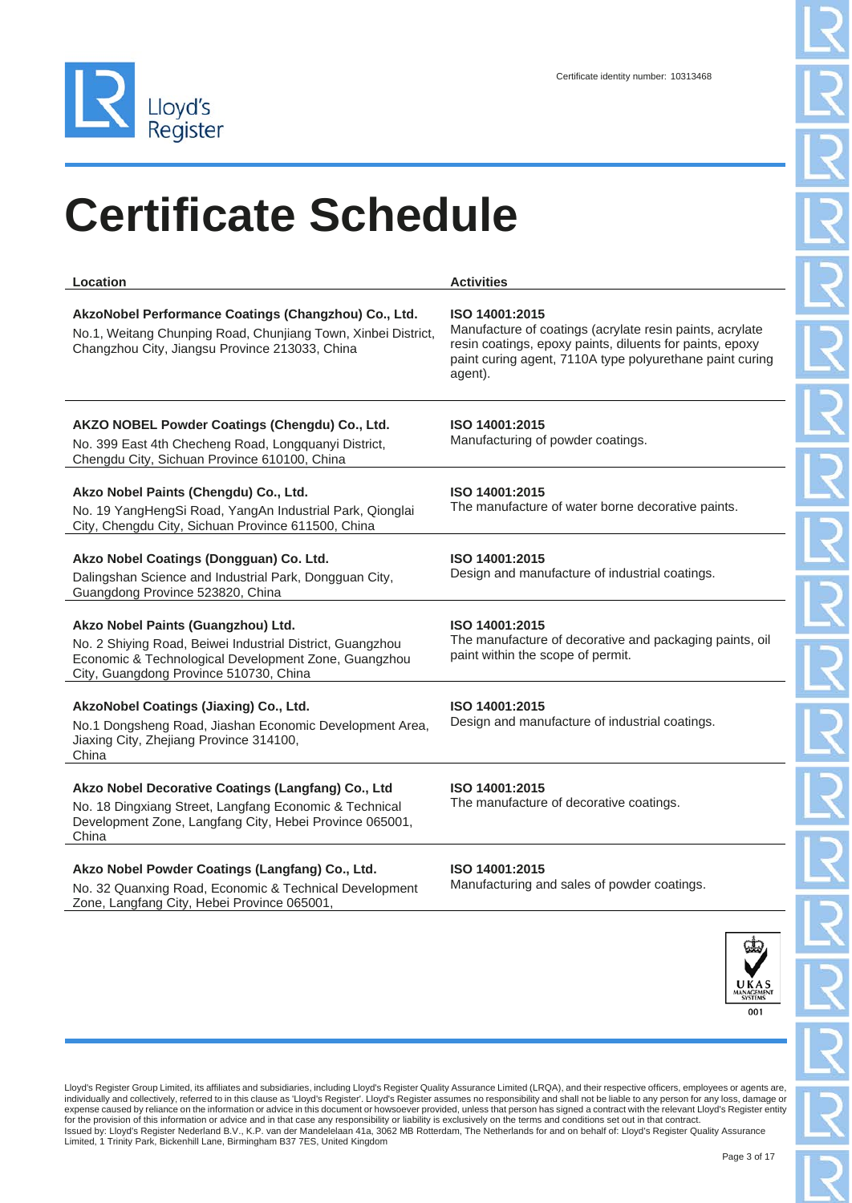Certificate identity number: 10313468

# Certificate Schedule

| Location | Activities |
|---|---|
| **AkzoNobel Performance Coatings (Changzhou) Co., Ltd.**<br>No.1, Weitang Chunping Road, Chunjiang Town, Xinbei District, Changzhou City, Jiangsu Province 213033, China | **ISO 14001:2015**<br>Manufacture of coatings (acrylate resin paints, acrylate resin coatings, epoxy paints, diluents for paints, epoxy paint curing agent, 7110A type polyurethane paint curing agent). |
| **AKZO NOBEL Powder Coatings (Chengdu) Co., Ltd.**<br>No. 399 East 4th Checheng Road, Longquanyi District, Chengdu City, Sichuan Province 610100, China | **ISO 14001:2015**<br>Manufacturing of powder coatings. |
| **Akzo Nobel Paints (Chengdu) Co., Ltd.**<br>No. 19 YangHengSi Road, YangAn Industrial Park, Qionglai City, Chengdu City, Sichuan Province 611500, China | **ISO 14001:2015**<br>The manufacture of water borne decorative paints. |
| **Akzo Nobel Coatings (Dongguan) Co. Ltd.**<br>Dalingshan Science and Industrial Park, Dongguan City, Guangdong Province 523820, China | **ISO 14001:2015**<br>Design and manufacture of industrial coatings. |
| **Akzo Nobel Paints (Guangzhou) Ltd.**<br>No. 2 Shiying Road, Beiwei Industrial District, Guangzhou Economic & Technological Development Zone, Guangzhou City, Guangdong Province 510730, China | **ISO 14001:2015**<br>The manufacture of decorative and packaging paints, oil paint within the scope of permit. |
| **AkzoNobel Coatings (Jiaxing) Co., Ltd.**<br>No.1 Dongsheng Road, Jiashan Economic Development Area, Jiaxing City, Zhejiang Province 314100, China | **ISO 14001:2015**<br>Design and manufacture of industrial coatings. |
| **Akzo Nobel Decorative Coatings (Langfang) Co., Ltd**<br>No. 18 Dingxiang Street, Langfang Economic & Technical Development Zone, Langfang City, Hebei Province 065001, China | **ISO 14001:2015**<br>The manufacture of decorative coatings. |
| **Akzo Nobel Powder Coatings (Langfang) Co., Ltd.**<br>No. 32 Quanxing Road, Economic & Technical Development Zone, Langfang City, Hebei Province 065001, | **ISO 14001:2015**<br>Manufacturing and sales of powder coatings. |

Lloyd's Register Group Limited, its affiliates and subsidiaries, including Lloyd's Register Quality Assurance Limited (LRQA), and their respective officers, employees or agents are, individually and collectively, referred to in this clause as 'Lloyd's Register'. Lloyd's Register assumes no responsibility and shall not be liable to any person for any loss, damage or expense caused by reliance on the information or advice in this document or howsoever provided, unless that person has signed a contract with the relevant Lloyd's Register entity for the provision of this information or advice and in that case any responsibility or liability is exclusively on the terms and conditions set out in that contract.
Issued by: Lloyd's Register Nederland B.V., K.P. van der Mandelelaan 41a, 3062 MB Rotterdam, The Netherlands for and on behalf of: Lloyd's Register Quality Assurance Limited, 1 Trinity Park, Bickenhill Lane, Birmingham B37 7ES, United Kingdom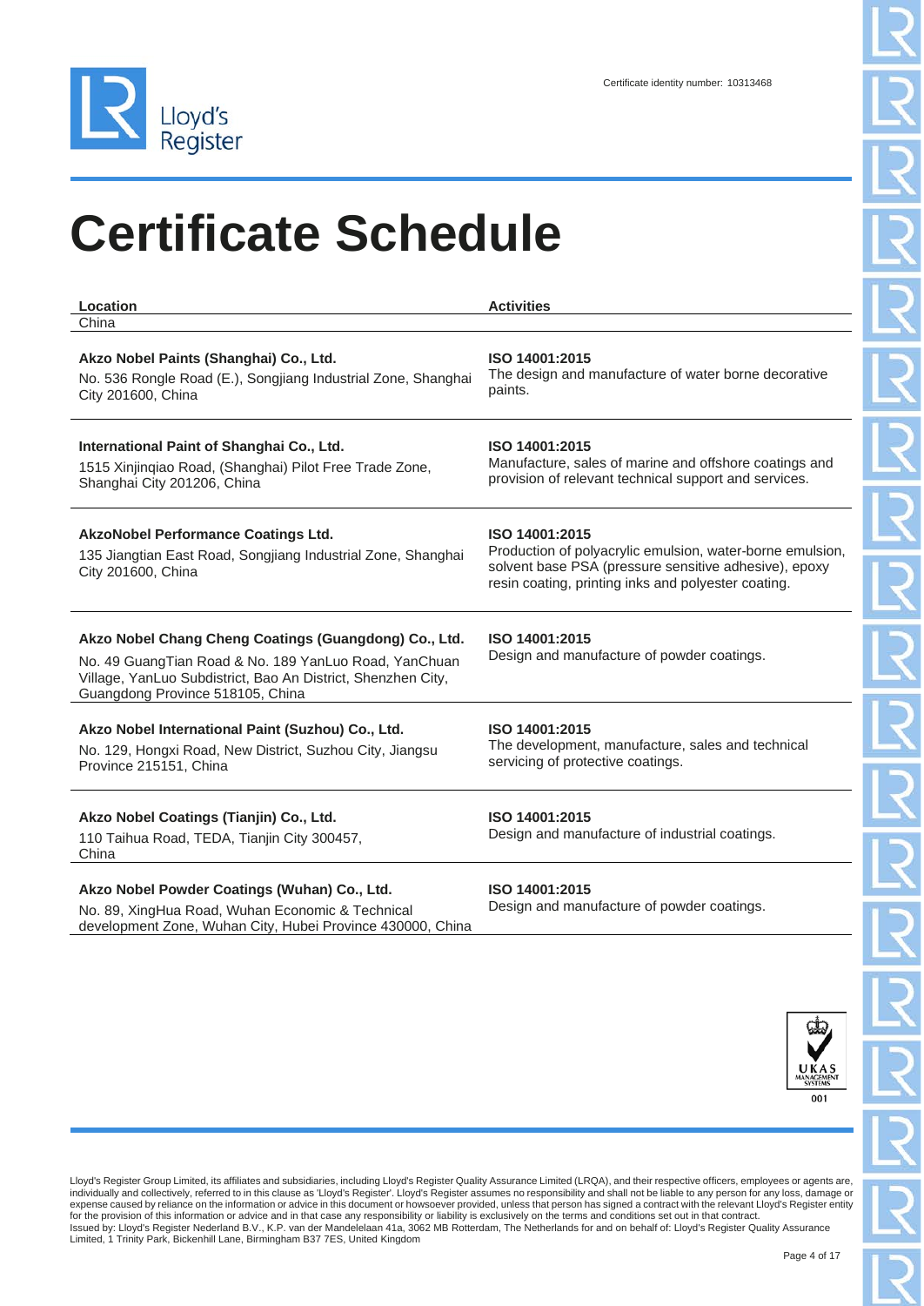Certificate identity number: 10313468

# Certificate Schedule

| Location | Activities |
| --- | --- |
| China | |
| **Akzo Nobel Paints (Shanghai) Co., Ltd.**<br>No. 536 Rongle Road (E.), Songjiang Industrial Zone, Shanghai City 201600, China | **ISO 14001:2015**<br>The design and manufacture of water borne decorative paints. |
| **International Paint of Shanghai Co., Ltd.**<br>1515 Xinjinqiao Road, (Shanghai) Pilot Free Trade Zone, Shanghai City 201206, China | **ISO 14001:2015**<br>Manufacture, sales of marine and offshore coatings and provision of relevant technical support and services. |
| **AkzoNobel Performance Coatings Ltd.**<br>135 Jiangtian East Road, Songjiang Industrial Zone, Shanghai City 201600, China | **ISO 14001:2015**<br>Production of polyacrylic emulsion, water-borne emulsion, solvent base PSA (pressure sensitive adhesive), epoxy resin coating, printing inks and polyester coating. |
| **Akzo Nobel Chang Cheng Coatings (Guangdong) Co., Ltd.**<br>No. 49 GuangTian Road & No. 189 YanLuo Road, YanChuan Village, YanLuo Subdistrict, Bao An District, Shenzhen City, Guangdong Province 518105, China | **ISO 14001:2015**<br>Design and manufacture of powder coatings. |
| **Akzo Nobel International Paint (Suzhou) Co., Ltd.**<br>No. 129, Hongxi Road, New District, Suzhou City, Jiangsu Province 215151, China | **ISO 14001:2015**<br>The development, manufacture, sales and technical servicing of protective coatings. |
| **Akzo Nobel Coatings (Tianjin) Co., Ltd.**<br>110 Taihua Road, TEDA, Tianjin City 300457, China | **ISO 14001:2015**<br>Design and manufacture of industrial coatings. |
| **Akzo Nobel Powder Coatings (Wuhan) Co., Ltd.**<br>No. 89, XingHua Road, Wuhan Economic & Technical development Zone, Wuhan City, Hubei Province 430000, China | **ISO 14001:2015**<br>Design and manufacture of powder coatings. |

Lloyd's Register Group Limited, its affiliates and subsidiaries, including Lloyd's Register Quality Assurance Limited (LRQA), and their respective officers, employees or agents are, individually and collectively, referred to in this clause as 'Lloyd's Register'. Lloyd's Register assumes no responsibility and shall not be liable to any person for any loss, damage or expense caused by reliance on the information or advice in this document or howsoever provided, unless that person has signed a contract with the relevant Lloyd's Register entity for the provision of this information or advice and in that case any responsibility or liability is exclusively on the terms and conditions set out in that contract.
Issued by: Lloyd's Register Nederland B.V., K.P. van der Mandelelaan 41a, 3062 MB Rotterdam, The Netherlands for and on behalf of: Lloyd's Register Quality Assurance Limited, 1 Trinity Park, Bickenhill Lane, Birmingham B37 7ES, United Kingdom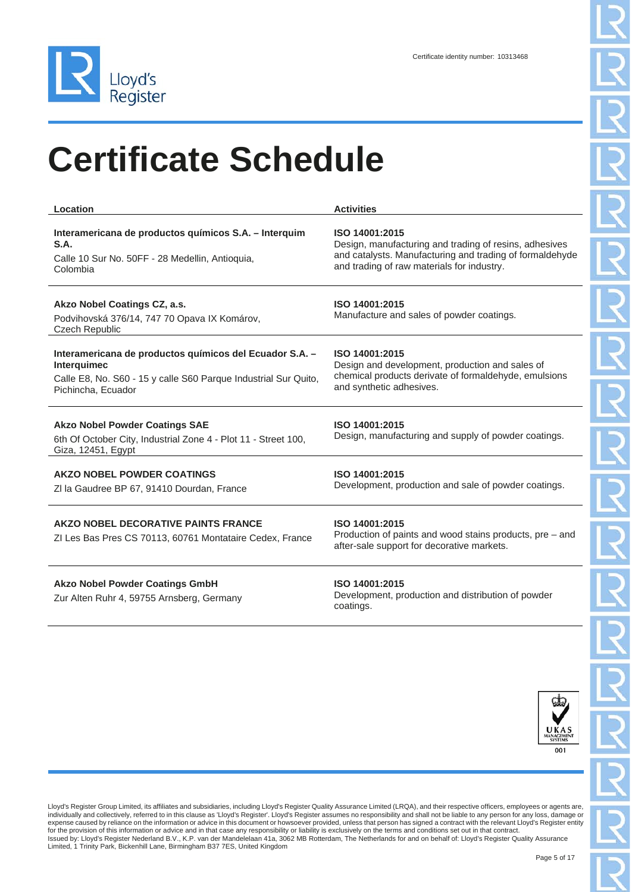Certificate identity number: 10313468

# Certificate Schedule

| Location | Activities |
| --- | --- |
| **Interamericana de productos químicos S.A. – Interquim S.A.** Calle 10 Sur No. 50FF - 28 Medellin, Antioquia, Colombia | ISO 14001:2015 Design, manufacturing and trading of resins, adhesives and catalysts. Manufacturing and trading of formaldehyde and trading of raw materials for industry. |
| **Akzo Nobel Coatings CZ, a.s.** Podvihovská 376/14, 747 70 Opava IX Komárov, Czech Republic | ISO 14001:2015 Manufacture and sales of powder coatings. |
| **Interamericana de productos químicos del Ecuador S.A. – Interquimec** Calle E8, No. S60 - 15 y calle S60 Parque Industrial Sur Quito, Pichincha, Ecuador | ISO 14001:2015 Design and development, production and sales of chemical products derivate of formaldehyde, emulsions and synthetic adhesives. |
| **Akzo Nobel Powder Coatings SAE** 6th Of October City, Industrial Zone 4 - Plot 11 - Street 100, Giza, 12451, Egypt | ISO 14001:2015 Design, manufacturing and supply of powder coatings. |
| **AKZO NOBEL POWDER COATINGS** Zl la Gaudree BP 67, 91410 Dourdan, France | ISO 14001:2015 Development, production and sale of powder coatings. |
| **AKZO NOBEL DECORATIVE PAINTS FRANCE** ZI Les Bas Pres CS 70113, 60761 Montataire Cedex, France | ISO 14001:2015 Production of paints and wood stains products, pre – and after-sale support for decorative markets. |
| **Akzo Nobel Powder Coatings GmbH** Zur Alten Ruhr 4, 59755 Arnsberg, Germany | ISO 14001:2015 Development, production and distribution of powder coatings. |

Lloyd's Register Group Limited, its affiliates and subsidiaries, including Lloyd's Register Quality Assurance Limited (LRQA), and their respective officers, employees or agents are, individually and collectively, referred to in this clause as 'Lloyd's Register'. Lloyd's Register assumes no responsibility and shall not be liable to any person for any loss, damage or expense caused by reliance on the information or advice in this document or howsoever provided, unless that person has signed a contract with the relevant Lloyd's Register entity for the provision of this information or advice and in that case any responsibility or liability is exclusively on the terms and conditions set out in that contract.
Issued by: Lloyd's Register Nederland B.V., K.P. van der Mandelelaan 41a, 3062 MB Rotterdam, The Netherlands for and on behalf of: Lloyd's Register Quality Assurance Limited, 1 Trinity Park, Bickenhill Lane, Birmingham B37 7ES, United Kingdom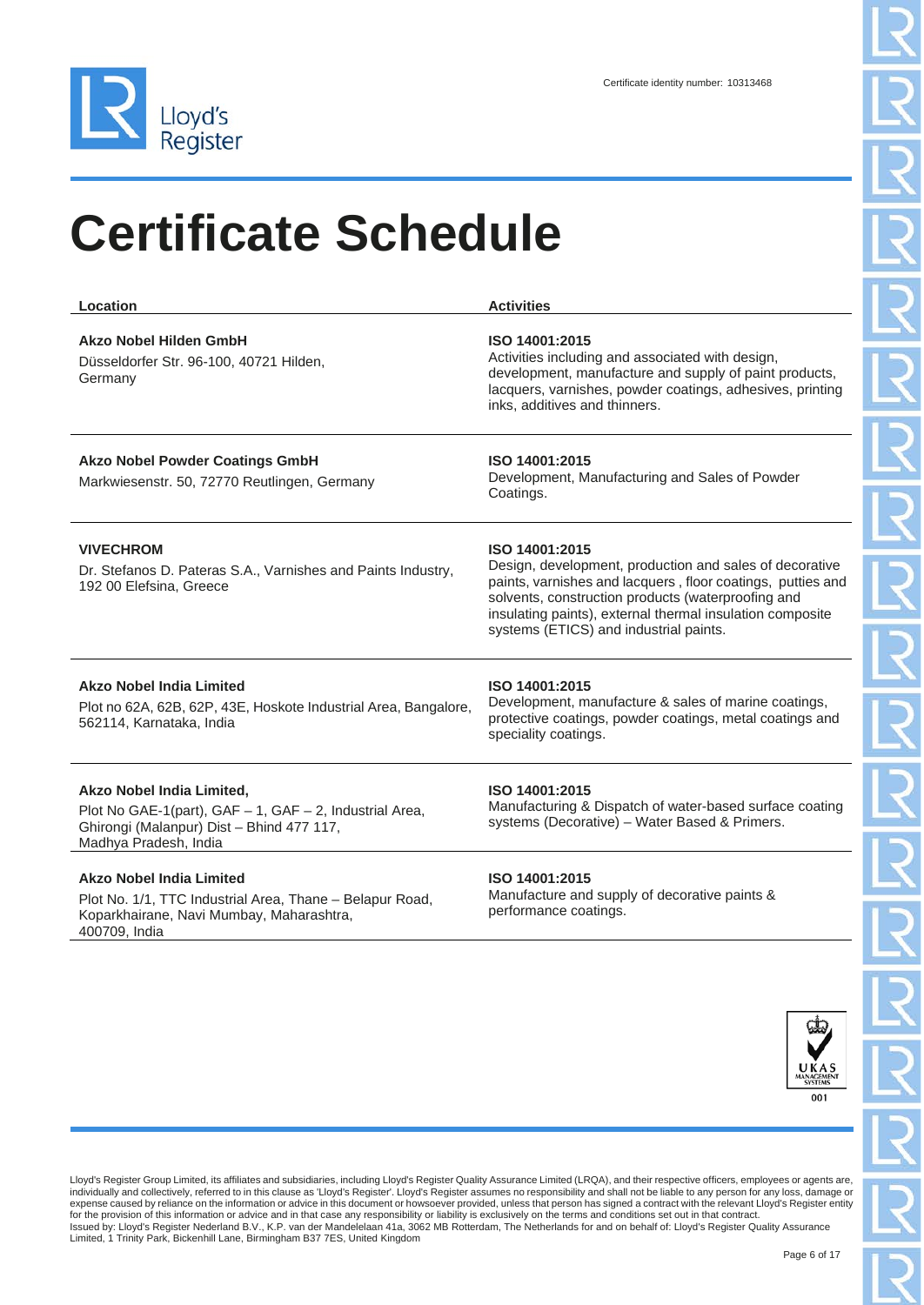Certificate identity number: 10313468

# Certificate Schedule

| Location | Activities |
| --- | --- |
| **Akzo Nobel Hilden GmbH**<br>Düsseldorfer Str. 96-100, 40721 Hilden, Germany | **ISO 14001:2015**<br>Activities including and associated with design, development, manufacture and supply of paint products, lacquers, varnishes, powder coatings, adhesives, printing inks, additives and thinners. |
| **Akzo Nobel Powder Coatings GmbH**<br>Markwiesenstr. 50, 72770 Reutlingen, Germany | **ISO 14001:2015**<br>Development, Manufacturing and Sales of Powder Coatings. |
| **VIVECHROM**<br>Dr. Stefanos D. Pateras S.A., Varnishes and Paints Industry, 192 00 Elefsina, Greece | **ISO 14001:2015**<br>Design, development, production and sales of decorative paints, varnishes and lacquers , floor coatings, putties and solvents, construction products (waterproofing and insulating paints), external thermal insulation composite systems (ETICS) and industrial paints. |
| **Akzo Nobel India Limited**<br>Plot no 62A, 62B, 62P, 43E, Hoskote Industrial Area, Bangalore, 562114, Karnataka, India | **ISO 14001:2015**<br>Development, manufacture & sales of marine coatings, protective coatings, powder coatings, metal coatings and speciality coatings. |
| **Akzo Nobel India Limited,**<br>Plot No GAE-1(part), GAF – 1, GAF – 2, Industrial Area, Ghirongi (Malanpur) Dist – Bhind 477 117, Madhya Pradesh, India | **ISO 14001:2015**<br>Manufacturing & Dispatch of water-based surface coating systems (Decorative) – Water Based & Primers. |
| **Akzo Nobel India Limited**<br>Plot No. 1/1, TTC Industrial Area, Thane – Belapur Road, Koparkhairane, Navi Mumbai, Maharashtra, 400709, India | **ISO 14001:2015**<br>Manufacture and supply of decorative paints & performance coatings. |

Lloyd's Register Group Limited, its affiliates and subsidiaries, including Lloyd's Register Quality Assurance Limited (LRQA), and their respective officers, employees or agents are, individually and collectively, referred to in this clause as 'Lloyd's Register'. Lloyd's Register assumes no responsibility and shall not be liable to any person for any loss, damage or expense caused by reliance on the information or advice in this document or howsoever provided, unless that person has signed a contract with the relevant Lloyd's Register entity for the provision of this information or advice and in that case any responsibility or liability is exclusively on the terms and conditions set out in that contract.
Issued by: Lloyd's Register Nederland B.V., K.P. van der Mandelelaan 41a, 3062 MB Rotterdam, The Netherlands for and on behalf of: Lloyd's Register Quality Assurance Limited, 1 Trinity Park, Bickenhill Lane, Birmingham B37 7ES, United Kingdom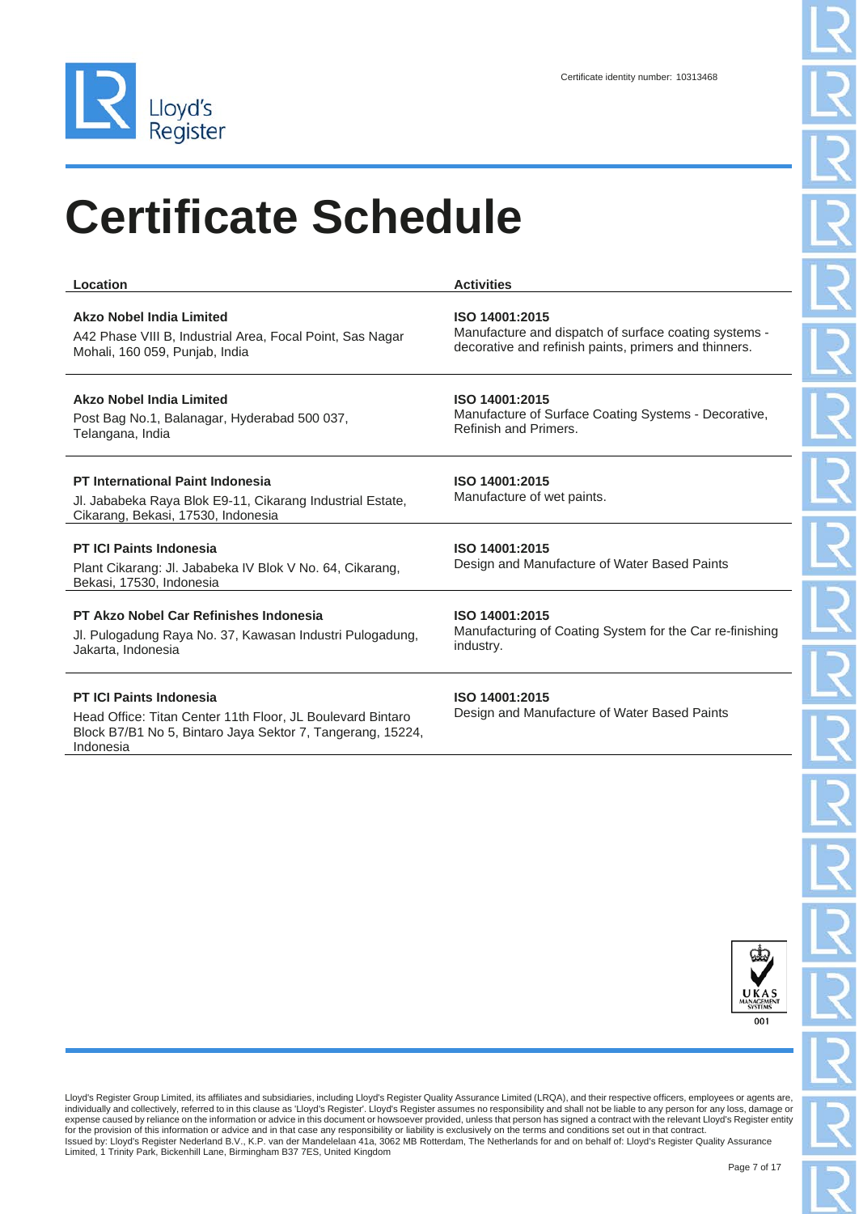Certificate identity number: 10313468

# Certificate Schedule

| Location | Activities |
| --- | --- |
| **Akzo Nobel India Limited**<br>A42 Phase VIII B, Industrial Area, Focal Point, Sas Nagar Mohali, 160 059, Punjab, India | **ISO 14001:2015**<br>Manufacture and dispatch of surface coating systems - decorative and refinish paints, primers and thinners. |
| **Akzo Nobel India Limited**<br>Post Bag No.1, Balanagar, Hyderabad 500 037, Telangana, India | **ISO 14001:2015**<br>Manufacture of Surface Coating Systems - Decorative, Refinish and Primers. |
| **PT International Paint Indonesia**<br>Jl. Jababeka Raya Blok E9-11, Cikarang Industrial Estate, Cikarang, Bekasi, 17530, Indonesia | **ISO 14001:2015**<br>Manufacture of wet paints. |
| **PT ICI Paints Indonesia**<br>Plant Cikarang: Jl. Jababeka IV Blok V No. 64, Cikarang, Bekasi, 17530, Indonesia | **ISO 14001:2015**<br>Design and Manufacture of Water Based Paints |
| **PT Akzo Nobel Car Refinishes Indonesia**<br>Jl. Pulogadung Raya No. 37, Kawasan Industri Pulogadung, Jakarta, Indonesia | **ISO 14001:2015**<br>Manufacturing of Coating System for the Car re-finishing industry. |
| **PT ICI Paints Indonesia**<br>Head Office: Titan Center 11th Floor, JL Boulevard Bintaro Block B7/B1 No 5, Bintaro Jaya Sektor 7, Tangerang, 15224, Indonesia | **ISO 14001:2015**<br>Design and Manufacture of Water Based Paints |

Lloyd's Register Group Limited, its affiliates and subsidiaries, including Lloyd's Register Quality Assurance Limited (LRQA), and their respective officers, employees or agents are, individually and collectively, referred to in this clause as 'Lloyd's Register'. Lloyd's Register assumes no responsibility and shall not be liable to any person for any loss, damage or expense caused by reliance on the information or advice in this document or howsoever provided, unless that person has signed a contract with the relevant Lloyd's Register entity for the provision of this information or advice and in that case any responsibility or liability is exclusively on the terms and conditions set out in that contract.
Issued by: Lloyd's Register Nederland B.V., K.P. van der Mandelelaan 41a, 3062 MB Rotterdam, The Netherlands for and on behalf of: Lloyd's Register Quality Assurance Limited, 1 Trinity Park, Bickenhill Lane, Birmingham B37 7ES, United Kingdom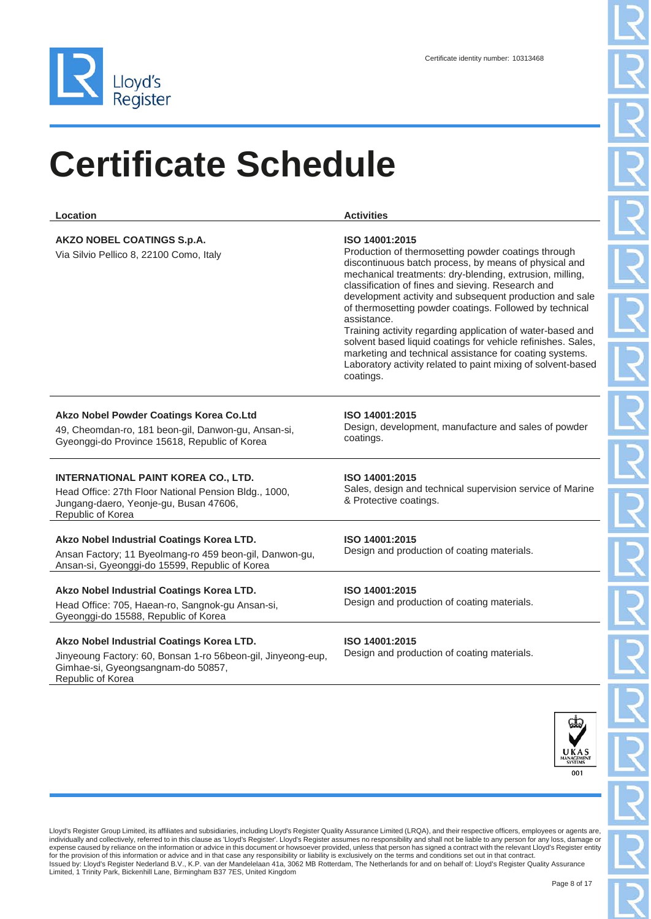Certificate identity number: 10313468

# Certificate Schedule

| Location | Activities |
| --- | --- |
| **AKZO NOBEL COATINGS S.p.A.**<br>Via Silvio Pellico 8, 22100 Como, Italy | **ISO 14001:2015**<br>Production of thermosetting powder coatings through discontinuous batch process, by means of physical and mechanical treatments: dry-blending, extrusion, milling, classification of fines and sieving. Research and development activity and subsequent production and sale of thermosetting powder coatings. Followed by technical assistance.<br>Training activity regarding application of water-based and solvent based liquid coatings for vehicle refinishes. Sales, marketing and technical assistance for coating systems. Laboratory activity related to paint mixing of solvent-based coatings. |
| **Akzo Nobel Powder Coatings Korea Co.Ltd**<br>49, Cheomdan-ro, 181 beon-gil, Danwon-gu, Ansan-si, Gyeonggi-do Province 15618, Republic of Korea | **ISO 14001:2015**<br>Design, development, manufacture and sales of powder coatings. |
| **INTERNATIONAL PAINT KOREA CO., LTD.**<br>Head Office: 27th Floor National Pension Bldg., 1000, Jungang-daero, Yeonje-gu, Busan 47606, Republic of Korea | **ISO 14001:2015**<br>Sales, design and technical supervision service of Marine & Protective coatings. |
| **Akzo Nobel Industrial Coatings Korea LTD.**<br>Ansan Factory; 11 Byeolmang-ro 459 beon-gil, Danwon-gu, Ansan-si, Gyeonggi-do 15599, Republic of Korea | **ISO 14001:2015**<br>Design and production of coating materials. |
| **Akzo Nobel Industrial Coatings Korea LTD.**<br>Head Office: 705, Haean-ro, Sangnok-gu Ansan-si, Gyeonggi-do 15588, Republic of Korea | **ISO 14001:2015**<br>Design and production of coating materials. |
| **Akzo Nobel Industrial Coatings Korea LTD.**<br>Jinyeoung Factory: 60, Bonsan 1-ro 56beon-gil, Jinyeong-eup, Gimhae-si, Gyeongsangnam-do 50857, Republic of Korea | **ISO 14001:2015**<br>Design and production of coating materials. |

Lloyd's Register Group Limited, its affiliates and subsidiaries, including Lloyd's Register Quality Assurance Limited (LRQA), and their respective officers, employees or agents are, individually and collectively, referred to in this clause as 'Lloyd's Register'. Lloyd's Register assumes no responsibility and shall not be liable to any person for any loss, damage or expense caused by reliance on the information or advice in this document or howsoever provided, unless that person has signed a contract with the relevant Lloyd's Register entity for the provision of this information or advice and in that case any responsibility or liability is exclusively on the terms and conditions set out in that contract.
Issued by: Lloyd's Register Nederland B.V., K.P. van der Mandelelaan 41a, 3062 MB Rotterdam, The Netherlands for and on behalf of: Lloyd's Register Quality Assurance Limited, 1 Trinity Park, Bickenhill Lane, Birmingham B37 7ES, United Kingdom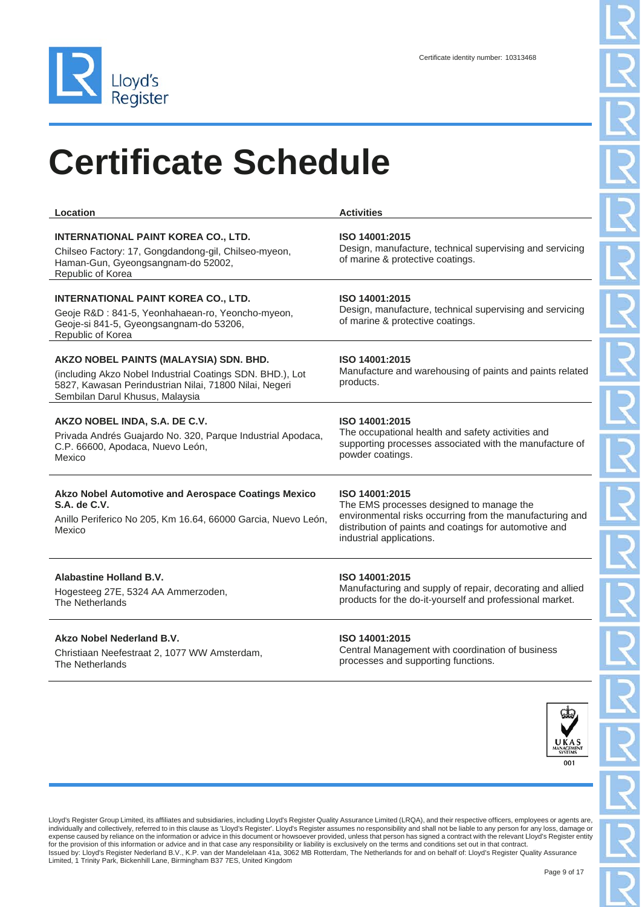Certificate identity number: 10313468

# Certificate Schedule

| Location | Activities |
| --- | --- |
| **INTERNATIONAL PAINT KOREA CO., LTD.**<br>Chilseo Factory: 17, Gongdandong-gil, Chilseo-myeon, Haman-Gun, Gyeongsangnam-do 52002, Republic of Korea | **ISO 14001:2015**<br>Design, manufacture, technical supervising and servicing of marine & protective coatings. |
| **INTERNATIONAL PAINT KOREA CO., LTD.**<br>Geoje R&D : 841-5, Yeonhahaean-ro, Yeoncho-myeon, Geoje-si 841-5, Gyeongsangnam-do 53206, Republic of Korea | **ISO 14001:2015**<br>Design, manufacture, technical supervising and servicing of marine & protective coatings. |
| **AKZO NOBEL PAINTS (MALAYSIA) SDN. BHD.**<br>(including Akzo Nobel Industrial Coatings SDN. BHD.), Lot 5827, Kawasan Perindustrian Nilai, 71800 Nilai, Negeri Sembilan Darul Khusus, Malaysia | **ISO 14001:2015**<br>Manufacture and warehousing of paints and paints related products. |
| **AKZO NOBEL INDA, S.A. DE C.V.**<br>Privada Andrés Guajardo No. 320, Parque Industrial Apodaca, C.P. 66600, Apodaca, Nuevo León, Mexico | **ISO 14001:2015**<br>The occupational health and safety activities and supporting processes associated with the manufacture of powder coatings. |
| **Akzo Nobel Automotive and Aerospace Coatings Mexico S.A. de C.V.**<br>Anillo Periferico No 205, Km 16.64, 66000 Garcia, Nuevo León, Mexico | **ISO 14001:2015**<br>The EMS processes designed to manage the environmental risks occurring from the manufacturing and distribution of paints and coatings for automotive and industrial applications. |
| **Alabastine Holland B.V.**<br>Hogesteeg 27E, 5324 AA Ammerzoden, The Netherlands | **ISO 14001:2015**<br>Manufacturing and supply of repair, decorating and allied products for the do-it-yourself and professional market. |
| **Akzo Nobel Nederland B.V.**<br>Christiaan Neefestraat 2, 1077 WW Amsterdam, The Netherlands | **ISO 14001:2015**<br>Central Management with coordination of business processes and supporting functions. |

UKAS MANAGEMENT SYSTEMS 001

Lloyd's Register Group Limited, its affiliates and subsidiaries, including Lloyd's Register Quality Assurance Limited (LRQA), and their respective officers, employees or agents are, individually and collectively, referred to in this clause as 'Lloyd's Register'. Lloyd's Register assumes no responsibility and shall not be liable to any person for any loss, damage or expense caused by reliance on the information or advice in this document or howsoever provided, unless that person has signed a contract with the relevant Lloyd's Register entity for the provision of this information or advice and in that case any responsibility or liability is exclusively on the terms and conditions set out in that contract.
Issued by: Lloyd's Register Nederland B.V., K.P. van der Mandelelaan 41a, 3062 MB Rotterdam, The Netherlands for and on behalf of: Lloyd's Register Quality Assurance Limited, 1 Trinity Park, Bickenhill Lane, Birmingham B37 7ES, United Kingdom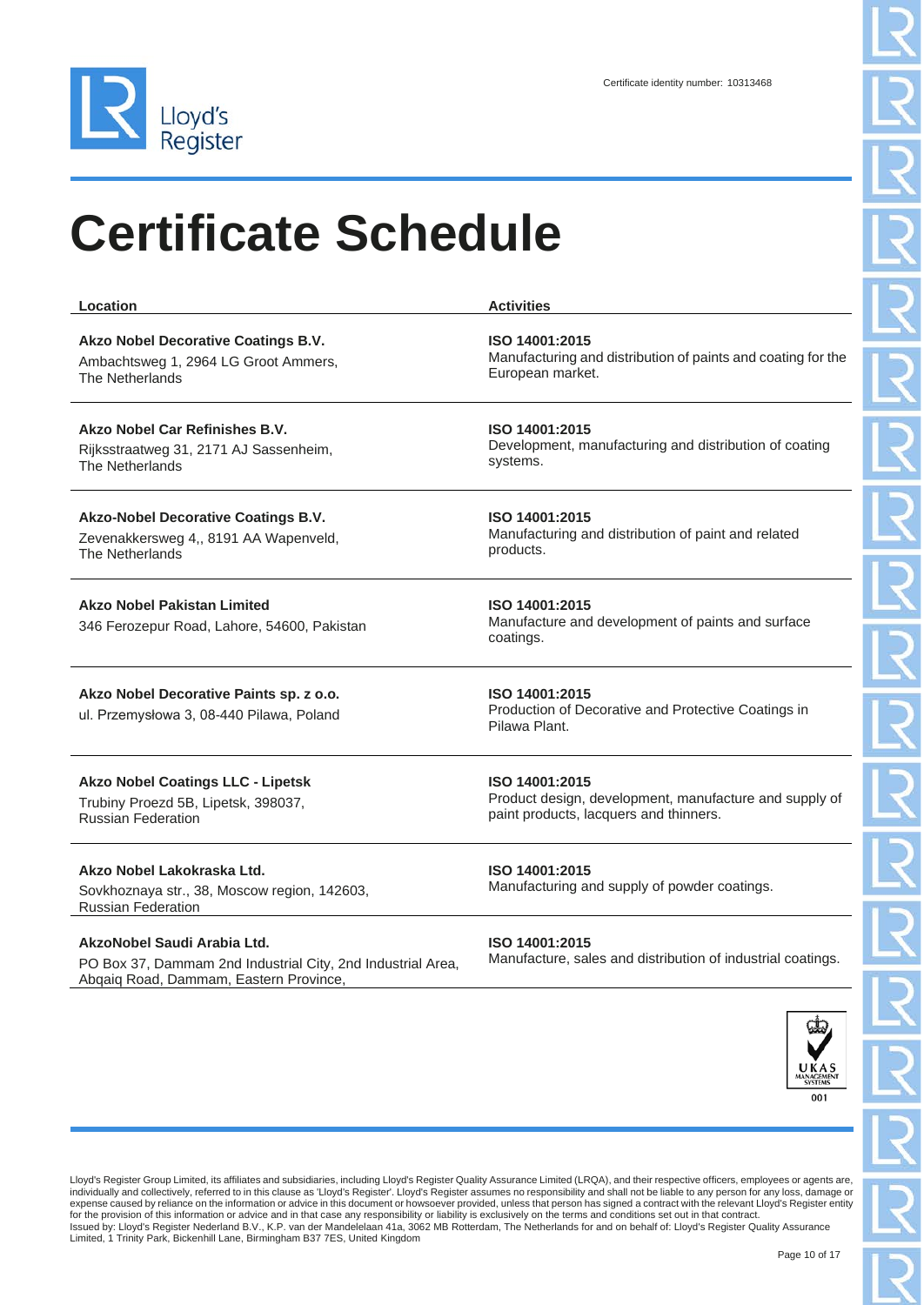Certificate identity number: 10313468

# Certificate Schedule

| Location | Activities |
| --- | --- |
| **Akzo Nobel Decorative Coatings B.V.**<br>Ambachtsweg 1, 2964 LG Groot Ammers, The Netherlands | **ISO 14001:2015**<br>Manufacturing and distribution of paints and coating for the European market. |
| **Akzo Nobel Car Refinishes B.V.**<br>Rijksstraatweg 31, 2171 AJ Sassenheim, The Netherlands | **ISO 14001:2015**<br>Development, manufacturing and distribution of coating systems. |
| **Akzo-Nobel Decorative Coatings B.V.**<br>Zevenakkersweg 4,, 8191 AA Wapenveld, The Netherlands | **ISO 14001:2015**<br>Manufacturing and distribution of paint and related products. |
| **Akzo Nobel Pakistan Limited**<br>346 Ferozepur Road, Lahore, 54600, Pakistan | **ISO 14001:2015**<br>Manufacture and development of paints and surface coatings. |
| **Akzo Nobel Decorative Paints sp. z o.o.**<br>ul. Przemysłowa 3, 08-440 Pilawa, Poland | **ISO 14001:2015**<br>Production of Decorative and Protective Coatings in Pilawa Plant. |
| **Akzo Nobel Coatings LLC - Lipetsk**<br>Trubiny Proezd 5B, Lipetsk, 398037, Russian Federation | **ISO 14001:2015**<br>Product design, development, manufacture and supply of paint products, lacquers and thinners. |
| **Akzo Nobel Lakokraska Ltd.**<br>Sovkhoznaya str., 38, Moscow region, 142603, Russian Federation | **ISO 14001:2015**<br>Manufacturing and supply of powder coatings. |
| **AkzoNobel Saudi Arabia Ltd.**<br>PO Box 37, Dammam 2nd Industrial City, 2nd Industrial Area, Abqaiq Road, Dammam, Eastern Province, | **ISO 14001:2015**<br>Manufacture, sales and distribution of industrial coatings. |

Lloyd's Register Group Limited, its affiliates and subsidiaries, including Lloyd's Register Quality Assurance Limited (LRQA), and their respective officers, employees or agents are, individually and collectively, referred to in this clause as 'Lloyd's Register'. Lloyd's Register assumes no responsibility and shall not be liable to any person for any loss, damage or expense caused by reliance on the information or advice in this document or howsoever provided, unless that person has signed a contract with the relevant Lloyd's Register entity for the provision of this information or advice and in that case any responsibility or liability is exclusively on the terms and conditions set out in that contract.
Issued by: Lloyd's Register Nederland B.V., K.P. van der Mandelelaan 41a, 3062 MB Rotterdam, The Netherlands for and on behalf of: Lloyd's Register Quality Assurance Limited, 1 Trinity Park, Bickenhill Lane, Birmingham B37 7ES, United Kingdom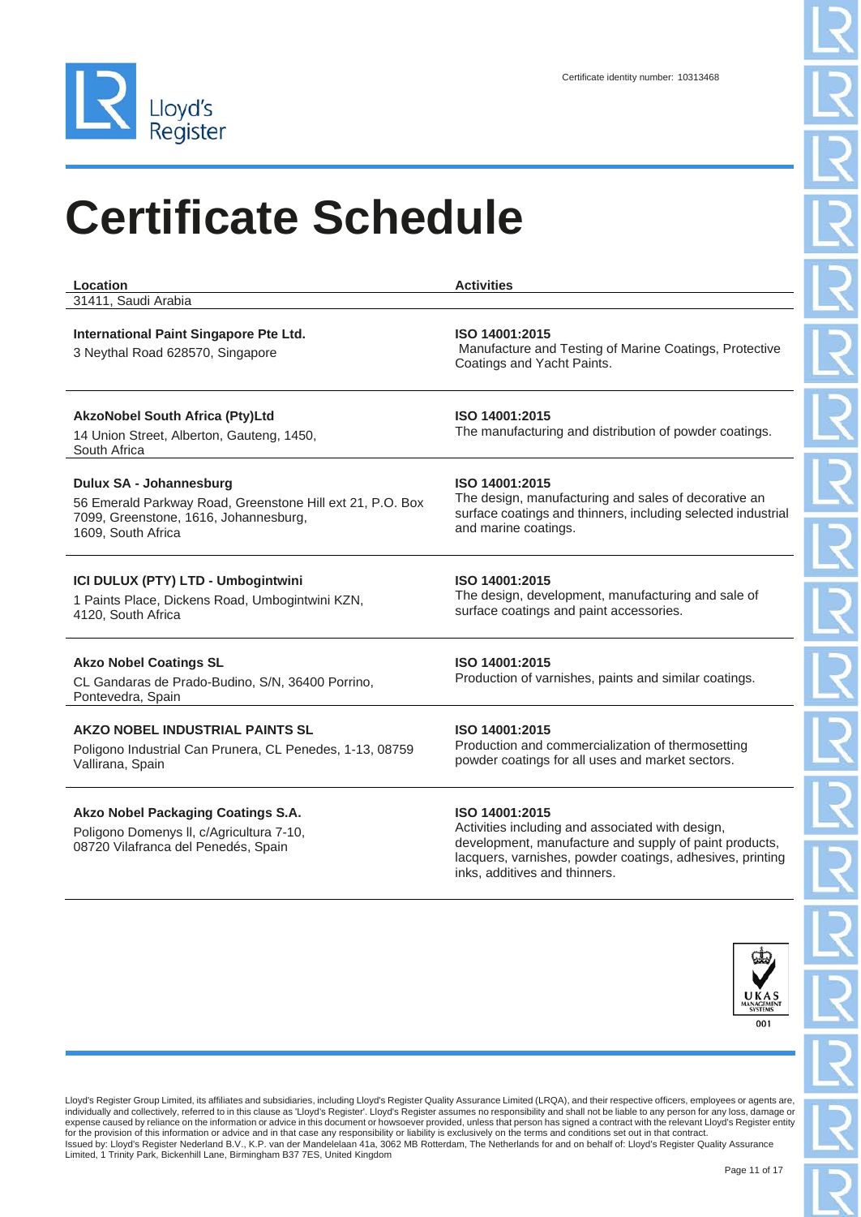Certificate identity number: 10313468

# Certificate Schedule

| Location | Activities |
| --- | --- |
| 31411, Saudi Arabia | |
| **International Paint Singapore Pte Ltd.**<br>3 Neythal Road 628570, Singapore | **ISO 14001:2015**<br>Manufacture and Testing of Marine Coatings, Protective Coatings and Yacht Paints. |
| **AkzoNobel South Africa (Pty)Ltd**<br>14 Union Street, Alberton, Gauteng, 1450, South Africa | **ISO 14001:2015**<br>The manufacturing and distribution of powder coatings. |
| **Dulux SA - Johannesburg**<br>56 Emerald Parkway Road, Greenstone Hill ext 21, P.O. Box 7099, Greenstone, 1616, Johannesburg, 1609, South Africa | **ISO 14001:2015**<br>The design, manufacturing and sales of decorative an surface coatings and thinners, including selected industrial and marine coatings. |
| **ICI DULUX (PTY) LTD - Umbogintwini**<br>1 Paints Place, Dickens Road, Umbogintwini KZN, 4120, South Africa | **ISO 14001:2015**<br>The design, development, manufacturing and sale of surface coatings and paint accessories. |
| **Akzo Nobel Coatings SL**<br>CL Gandaras de Prado-Budino, S/N, 36400 Porrino, Pontevedra, Spain | **ISO 14001:2015**<br>Production of varnishes, paints and similar coatings. |
| **AKZO NOBEL INDUSTRIAL PAINTS SL**<br>Poligono Industrial Can Prunera, CL Penedes, 1-13, 08759 Vallirana, Spain | **ISO 14001:2015**<br>Production and commercialization of thermosetting powder coatings for all uses and market sectors. |
| **Akzo Nobel Packaging Coatings S.A.**<br>Poligono Domenys ll, c/Agricultura 7-10, 08720 Vilafranca del Penedés, Spain | **ISO 14001:2015**<br>Activities including and associated with design, development, manufacture and supply of paint products, lacquers, varnishes, powder coatings, adhesives, printing inks, additives and thinners. |

Lloyd's Register Group Limited, its affiliates and subsidiaries, including Lloyd's Register Quality Assurance Limited (LRQA), and their respective officers, employees or agents are, individually and collectively, referred to in this clause as 'Lloyd's Register'. Lloyd's Register assumes no responsibility and shall not be liable to any person for any loss, damage or expense caused by reliance on the information or advice in this document or howsoever provided, unless that person has signed a contract with the relevant Lloyd's Register entity for the provision of this information or advice and in that case any responsibility or liability is exclusively on the terms and conditions set out in that contract.
Issued by: Lloyd's Register Nederland B.V., K.P. van der Mandelelaan 41a, 3062 MB Rotterdam, The Netherlands for and on behalf of: Lloyd's Register Quality Assurance Limited, 1 Trinity Park, Bickenhill Lane, Birmingham B37 7ES, United Kingdom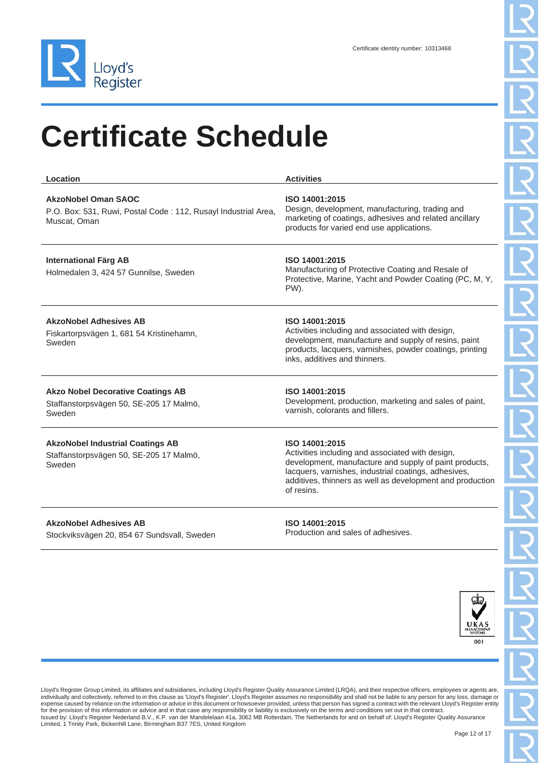Certificate identity number: 10313468

# Certificate Schedule

| Location | Activities |
| --- | --- |
| **AkzoNobel Oman SAOC**<br>P.O. Box: 531, Ruwi, Postal Code : 112, Rusayl Industrial Area, Muscat, Oman | **ISO 14001:2015**<br>Design, development, manufacturing, trading and marketing of coatings, adhesives and related ancillary products for varied end use applications. |
| **International Färg AB**<br>Holmedalen 3, 424 57 Gunnilse, Sweden | **ISO 14001:2015**<br>Manufacturing of Protective Coating and Resale of Protective, Marine, Yacht and Powder Coating (PC, M, Y, PW). |
| **AkzoNobel Adhesives AB**<br>Fiskartorpsvägen 1, 681 54 Kristinehamn, Sweden | **ISO 14001:2015**<br>Activities including and associated with design, development, manufacture and supply of resins, paint products, lacquers, varnishes, powder coatings, printing inks, additives and thinners. |
| **Akzo Nobel Decorative Coatings AB**<br>Staffanstorpsvägen 50, SE-205 17 Malmö, Sweden | **ISO 14001:2015**<br>Development, production, marketing and sales of paint, varnish, colorants and fillers. |
| **AkzoNobel Industrial Coatings AB**<br>Staffanstorpsvägen 50, SE-205 17 Malmö, Sweden | **ISO 14001:2015**<br>Activities including and associated with design, development, manufacture and supply of paint products, lacquers, varnishes, industrial coatings, adhesives, additives, thinners as well as development and production of resins. |
| **AkzoNobel Adhesives AB**<br>Stockviksvägen 20, 854 67 Sundsvall, Sweden | **ISO 14001:2015**<br>Production and sales of adhesives. |

UKAS MANAGEMENT SYSTEMS 001

Lloyd's Register Group Limited, its affiliates and subsidiaries, including Lloyd's Register Quality Assurance Limited (LRQA), and their respective officers, employees or agents are, individually and collectively, referred to in this clause as 'Lloyd's Register'. Lloyd's Register assumes no responsibility and shall not be liable to any person for any loss, damage or expense caused by reliance on the information or advice in this document or howsoever provided, unless that person has signed a contract with the relevant Lloyd's Register entity for the provision of this information or advice and in that case any responsibility or liability is exclusively on the terms and conditions set out in that contract.
Issued by: Lloyd's Register Nederland B.V., K.P. van der Mandelelaan 41a, 3062 MB Rotterdam, The Netherlands for and on behalf of: Lloyd's Register Quality Assurance Limited, 1 Trinity Park, Bickenhill Lane, Birmingham B37 7ES, United Kingdom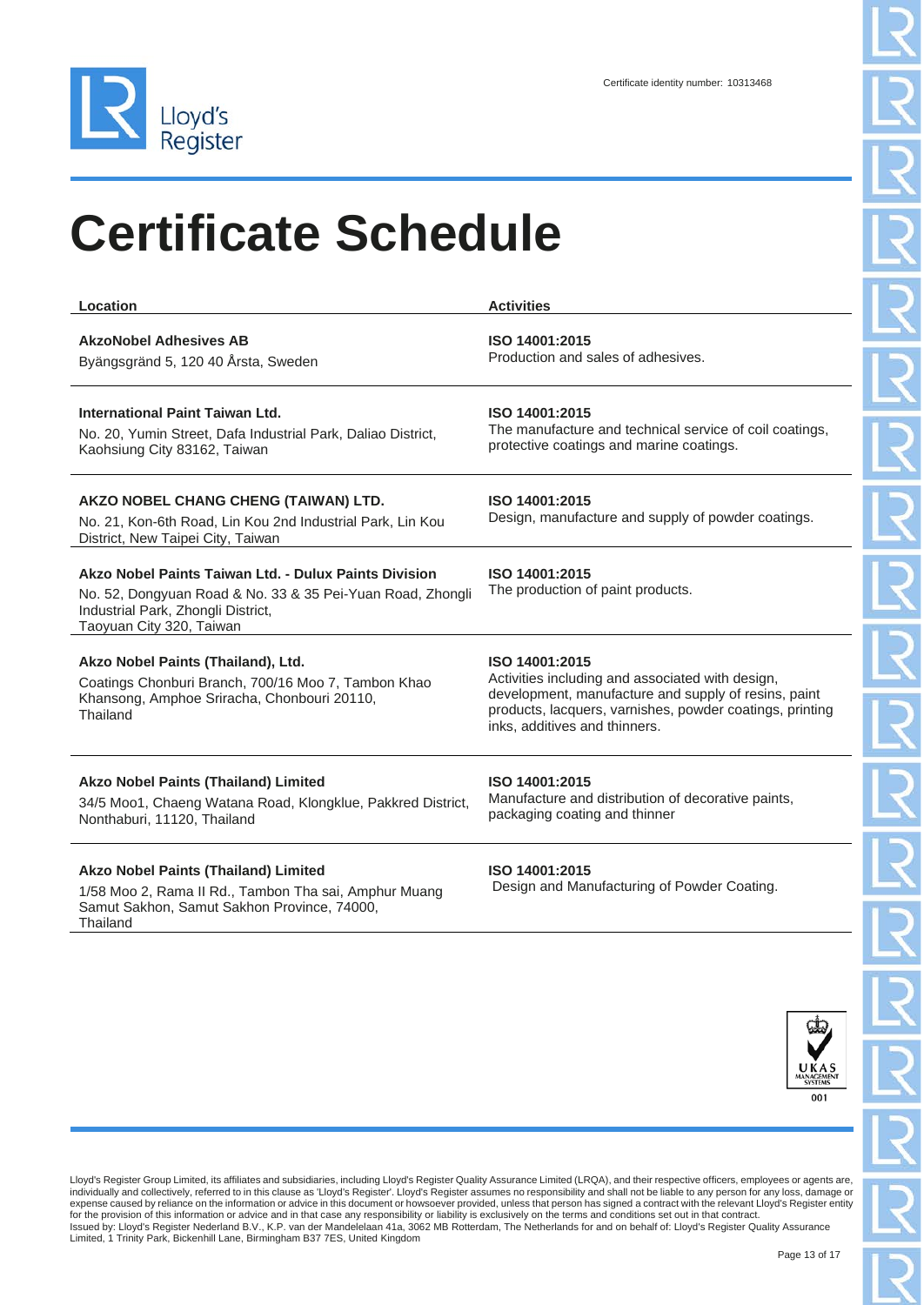Certificate identity number: 10313468

# Certificate Schedule

| Location | Activities |
| --- | --- |
| **AkzoNobel Adhesives AB**<br>Byängsgränd 5, 120 40 Årsta, Sweden | **ISO 14001:2015**<br>Production and sales of adhesives. |
| **International Paint Taiwan Ltd.**<br>No. 20, Yumin Street, Dafa Industrial Park, Daliao District, Kaohsiung City 83162, Taiwan | **ISO 14001:2015**<br>The manufacture and technical service of coil coatings, protective coatings and marine coatings. |
| **AKZO NOBEL CHANG CHENG (TAIWAN) LTD.**<br>No. 21, Kon-6th Road, Lin Kou 2nd Industrial Park, Lin Kou District, New Taipei City, Taiwan | **ISO 14001:2015**<br>Design, manufacture and supply of powder coatings. |
| **Akzo Nobel Paints Taiwan Ltd. - Dulux Paints Division**<br>No. 52, Dongyuan Road & No. 33 & 35 Pei-Yuan Road, Zhongli Industrial Park, Zhongli District, Taoyuan City 320, Taiwan | **ISO 14001:2015**<br>The production of paint products. |
| **Akzo Nobel Paints (Thailand), Ltd.**<br>Coatings Chonburi Branch, 700/16 Moo 7, Tambon Khao Khansong, Amphoe Sriracha, Chonbouri 20110, Thailand | **ISO 14001:2015**<br>Activities including and associated with design, development, manufacture and supply of resins, paint products, lacquers, varnishes, powder coatings, printing inks, additives and thinners. |
| **Akzo Nobel Paints (Thailand) Limited**<br>34/5 Moo1, Chaeng Watana Road, Klongklue, Pakkred District, Nonthaburi, 11120, Thailand | **ISO 14001:2015**<br>Manufacture and distribution of decorative paints, packaging coating and thinner |
| **Akzo Nobel Paints (Thailand) Limited**<br>1/58 Moo 2, Rama II Rd., Tambon Tha sai, Amphur Muang Samut Sakhon, Samut Sakhon Province, 74000, Thailand | **ISO 14001:2015**<br>Design and Manufacturing of Powder Coating. |

Lloyd's Register Group Limited, its affiliates and subsidiaries, including Lloyd's Register Quality Assurance Limited (LRQA), and their respective officers, employees or agents are, individually and collectively, referred to in this clause as 'Lloyd's Register'. Lloyd's Register assumes no responsibility and shall not be liable to any person for any loss, damage or expense caused by reliance on the information or advice in this document or howsoever provided, unless that person has signed a contract with the relevant Lloyd's Register entity for the provision of this information or advice and in that case any responsibility or liability is exclusively on the terms and conditions set out in that contract.
Issued by: Lloyd's Register Nederland B.V., K.P. van der Mandelelaan 41a, 3062 MB Rotterdam, The Netherlands for and on behalf of: Lloyd's Register Quality Assurance Limited, 1 Trinity Park, Bickenhill Lane, Birmingham B37 7ES, United Kingdom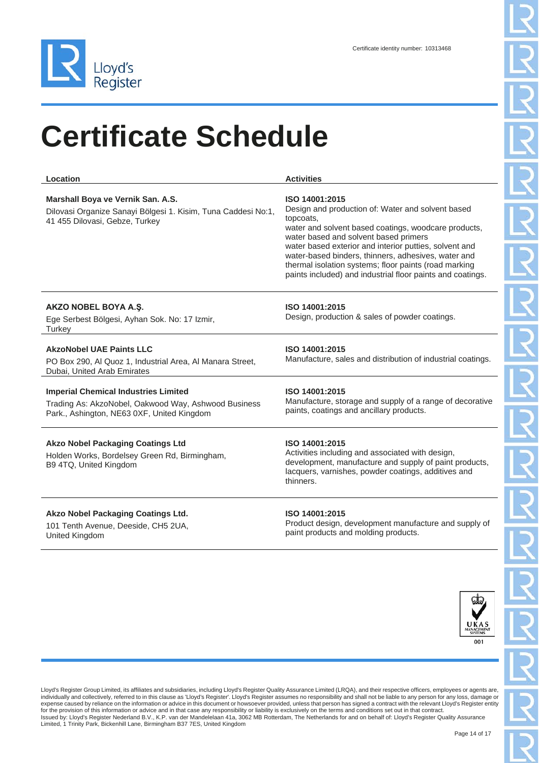Certificate identity number: 10313468

# Certificate Schedule

| Location | Activities |
|---|---|
| **Marshall Boya ve Vernik San. A.S.**<br>Dilovasi Organize Sanayi Bölgesi 1. Kisim, Tuna Caddesi No:1, 41 455 Dilovasi, Gebze, Turkey | **ISO 14001:2015**<br>Design and production of: Water and solvent based topcoats,<br>water and solvent based coatings, woodcare products, water based and solvent based primers<br>water based exterior and interior putties, solvent and water-based binders, thinners, adhesives, water and thermal isolation systems; floor paints (road marking paints included) and industrial floor paints and coatings. |
| **AKZO NOBEL BOYA A.Ş.**<br>Ege Serbest Bölgesi, Ayhan Sok. No: 17 Izmir, Turkey | **ISO 14001:2015**<br>Design, production & sales of powder coatings. |
| **AkzoNobel UAE Paints LLC**<br>PO Box 290, Al Quoz 1, Industrial Area, Al Manara Street, Dubai, United Arab Emirates | **ISO 14001:2015**<br>Manufacture, sales and distribution of industrial coatings. |
| **Imperial Chemical Industries Limited**<br>Trading As: AkzoNobel, Oakwood Way, Ashwood Business Park., Ashington, NE63 0XF, United Kingdom | **ISO 14001:2015**<br>Manufacture, storage and supply of a range of decorative paints, coatings and ancillary products. |
| **Akzo Nobel Packaging Coatings Ltd**<br>Holden Works, Bordelsey Green Rd, Birmingham, B9 4TQ, United Kingdom | **ISO 14001:2015**<br>Activities including and associated with design, development, manufacture and supply of paint products, lacquers, varnishes, powder coatings, additives and thinners. |
| **Akzo Nobel Packaging Coatings Ltd.**<br>101 Tenth Avenue, Deeside, CH5 2UA, United Kingdom | **ISO 14001:2015**<br>Product design, development manufacture and supply of paint products and molding products. |

Lloyd's Register Group Limited, its affiliates and subsidiaries, including Lloyd's Register Quality Assurance Limited (LRQA), and their respective officers, employees or agents are, individually and collectively, referred to in this clause as 'Lloyd's Register'. Lloyd's Register assumes no responsibility and shall not be liable to any person for any loss, damage or expense caused by reliance on the information or advice in this document or howsoever provided, unless that person has signed a contract with the relevant Lloyd's Register entity for the provision of this information or advice and in that case any responsibility or liability is exclusively on the terms and conditions set out in that contract.
Issued by: Lloyd's Register Nederland B.V., K.P. van der Mandelelaan 41a, 3062 MB Rotterdam, The Netherlands for and on behalf of: Lloyd's Register Quality Assurance Limited, 1 Trinity Park, Bickenhill Lane, Birmingham B37 7ES, United Kingdom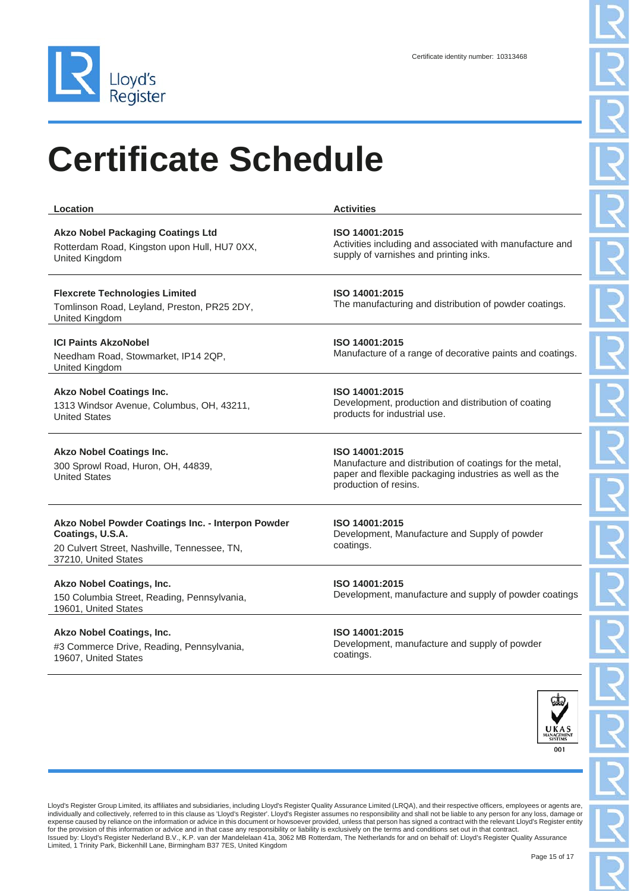Certificate identity number: 10313468

# Certificate Schedule

| Location | Activities |
| --- | --- |
| **Akzo Nobel Packaging Coatings Ltd**<br>Rotterdam Road, Kingston upon Hull, HU7 0XX, United Kingdom | **ISO 14001:2015**<br>Activities including and associated with manufacture and supply of varnishes and printing inks. |
| **Flexcrete Technologies Limited**<br>Tomlinson Road, Leyland, Preston, PR25 2DY, United Kingdom | **ISO 14001:2015**<br>The manufacturing and distribution of powder coatings. |
| **ICI Paints AkzoNobel**<br>Needham Road, Stowmarket, IP14 2QP, United Kingdom | **ISO 14001:2015**<br>Manufacture of a range of decorative paints and coatings. |
| **Akzo Nobel Coatings Inc.**<br>1313 Windsor Avenue, Columbus, OH, 43211, United States | **ISO 14001:2015**<br>Development, production and distribution of coating products for industrial use. |
| **Akzo Nobel Coatings Inc.**<br>300 Sprowl Road, Huron, OH, 44839, United States | **ISO 14001:2015**<br>Manufacture and distribution of coatings for the metal, paper and flexible packaging industries as well as the production of resins. |
| **Akzo Nobel Powder Coatings Inc. - Interpon Powder Coatings, U.S.A.**<br>20 Culvert Street, Nashville, Tennessee, TN, 37210, United States | **ISO 14001:2015**<br>Development, Manufacture and Supply of powder coatings. |
| **Akzo Nobel Coatings, Inc.**<br>150 Columbia Street, Reading, Pennsylvania, 19601, United States | **ISO 14001:2015**<br>Development, manufacture and supply of powder coatings |
| **Akzo Nobel Coatings, Inc.**<br>#3 Commerce Drive, Reading, Pennsylvania, 19607, United States | **ISO 14001:2015**<br>Development, manufacture and supply of powder coatings. |

Lloyd's Register Group Limited, its affiliates and subsidiaries, including Lloyd's Register Quality Assurance Limited (LRQA), and their respective officers, employees or agents are, individually and collectively, referred to in this clause as 'Lloyd's Register'. Lloyd's Register assumes no responsibility and shall not be liable to any person for any loss, damage or expense caused by reliance on the information or advice in this document or howsoever provided, unless that person has signed a contract with the relevant Lloyd's Register entity for the provision of this information or advice and in that case any responsibility or liability is exclusively on the terms and conditions set out in that contract.
Issued by: Lloyd's Register Nederland B.V., K.P. van der Mandelelaan 41a, 3062 MB Rotterdam, The Netherlands for and on behalf of: Lloyd's Register Quality Assurance Limited, 1 Trinity Park, Bickenhill Lane, Birmingham B37 7ES, United Kingdom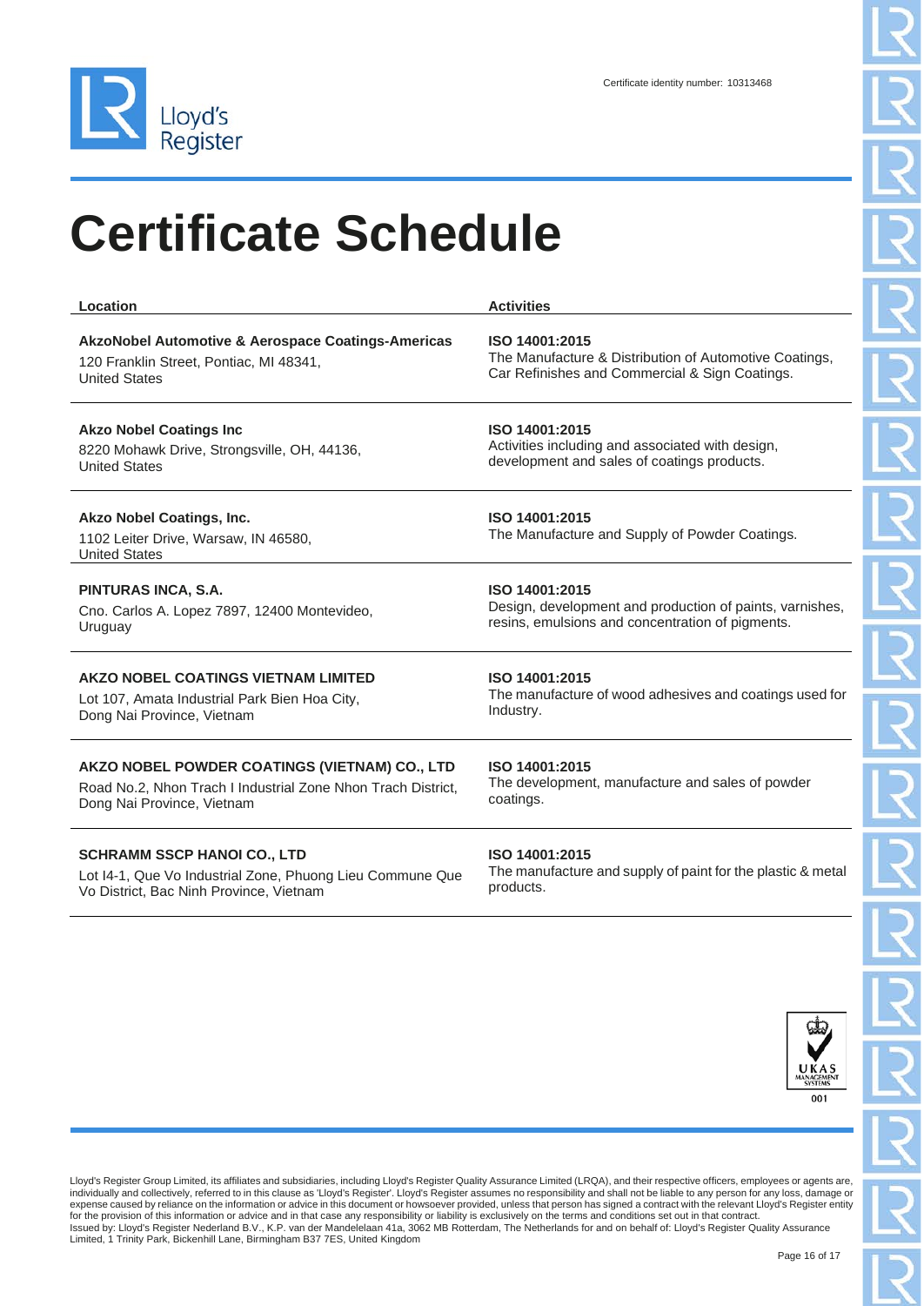Certificate identity number: 10313468

# Certificate Schedule

| Location | Activities |
| --- | --- |
| **AkzoNobel Automotive & Aerospace Coatings-Americas**<br>120 Franklin Street, Pontiac, MI 48341, United States | **ISO 14001:2015**<br>The Manufacture & Distribution of Automotive Coatings, Car Refinishes and Commercial & Sign Coatings. |
| **Akzo Nobel Coatings Inc**<br>8220 Mohawk Drive, Strongsville, OH, 44136, United States | **ISO 14001:2015**<br>Activities including and associated with design, development and sales of coatings products. |
| **Akzo Nobel Coatings, Inc.**<br>1102 Leiter Drive, Warsaw, IN 46580, United States | **ISO 14001:2015**<br>The Manufacture and Supply of Powder Coatings. |
| **PINTURAS INCA, S.A.**<br>Cno. Carlos A. Lopez 7897, 12400 Montevideo, Uruguay | **ISO 14001:2015**<br>Design, development and production of paints, varnishes, resins, emulsions and concentration of pigments. |
| **AKZO NOBEL COATINGS VIETNAM LIMITED**<br>Lot 107, Amata Industrial Park Bien Hoa City, Dong Nai Province, Vietnam | **ISO 14001:2015**<br>The manufacture of wood adhesives and coatings used for Industry. |
| **AKZO NOBEL POWDER COATINGS (VIETNAM) CO., LTD**<br>Road No.2, Nhon Trach I Industrial Zone Nhon Trach District, Dong Nai Province, Vietnam | **ISO 14001:2015**<br>The development, manufacture and sales of powder coatings. |
| **SCHRAMM SSCP HANOI CO., LTD**<br>Lot I4-1, Que Vo Industrial Zone, Phuong Lieu Commune Que Vo District, Bac Ninh Province, Vietnam | **ISO 14001:2015**<br>The manufacture and supply of paint for the plastic & metal products. |

Lloyd's Register Group Limited, its affiliates and subsidiaries, including Lloyd's Register Quality Assurance Limited (LRQA), and their respective officers, employees or agents are, individually and collectively, referred to in this clause as 'Lloyd's Register'. Lloyd's Register assumes no responsibility and shall not be liable to any person for any loss, damage or expense caused by reliance on the information or advice in this document or howsoever provided, unless that person has signed a contract with the relevant Lloyd's Register entity for the provision of this information or advice and in that case any responsibility or liability is exclusively on the terms and conditions set out in that contract.
Issued by: Lloyd's Register Nederland B.V., K.P. van der Mandelelaan 41a, 3062 MB Rotterdam, The Netherlands for and on behalf of: Lloyd's Register Quality Assurance Limited, 1 Trinity Park, Bickenhill Lane, Birmingham B37 7ES, United Kingdom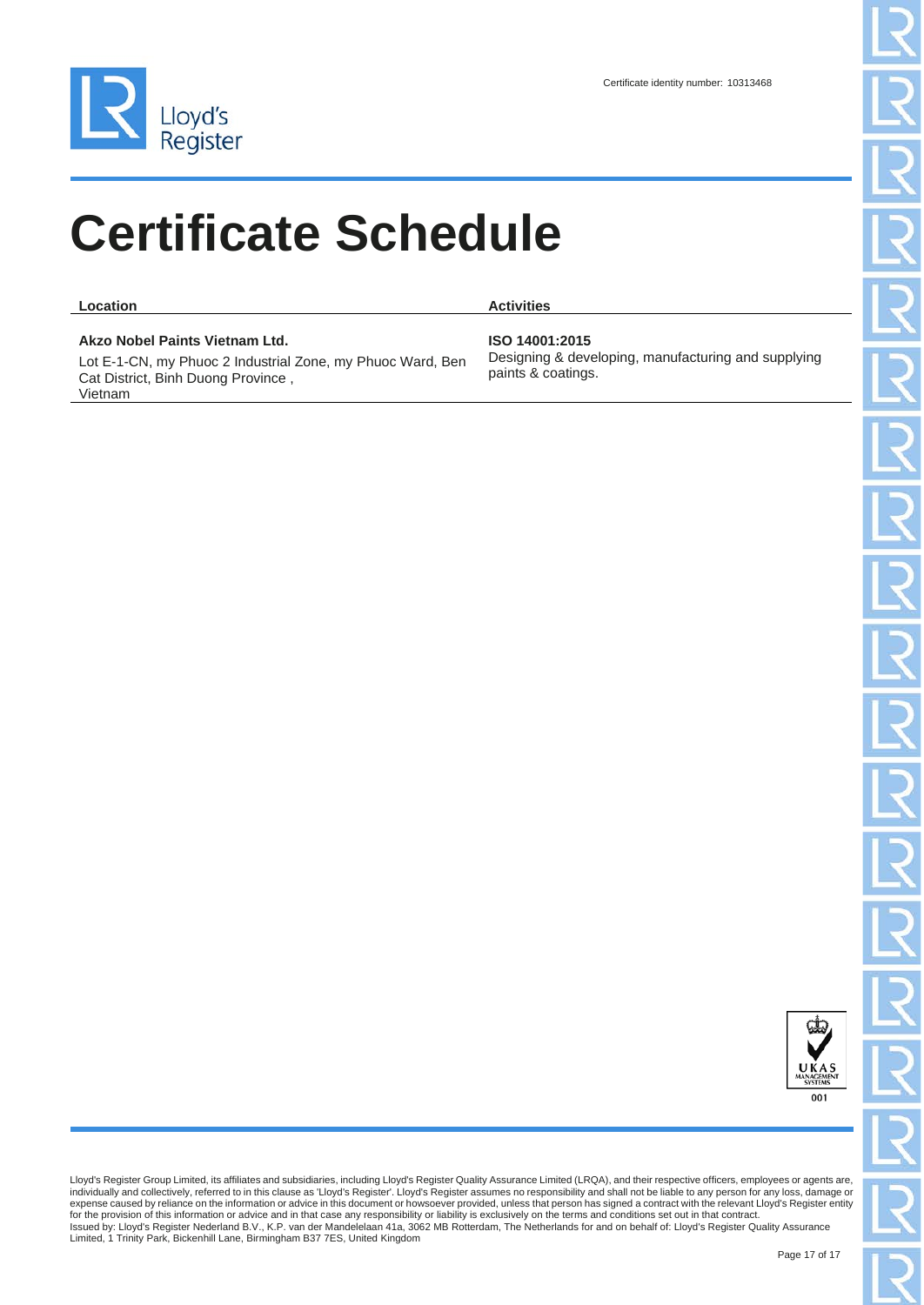Certificate identity number: 10313468

# Certificate Schedule

| Location | Activities |
| --- | --- |
| **Akzo Nobel Paints Vietnam Ltd.**<br>Lot E-1-CN, my Phuoc 2 Industrial Zone, my Phuoc Ward, Ben Cat District, Binh Duong Province ,<br>Vietnam | **ISO 14001:2015**<br>Designing & developing, manufacturing and supplying paints & coatings. |

Lloyd's Register Group Limited, its affiliates and subsidiaries, including Lloyd's Register Quality Assurance Limited (LRQA), and their respective officers, employees or agents are, individually and collectively, referred to in this clause as 'Lloyd's Register'. Lloyd's Register assumes no responsibility and shall not be liable to any person for any loss, damage or expense caused by reliance on the information or advice in this document or howsoever provided, unless that person has signed a contract with the relevant Lloyd's Register entity for the provision of this information or advice and in that case any responsibility or liability is exclusively on the terms and conditions set out in that contract.
Issued by: Lloyd's Register Nederland B.V., K.P. van der Mandelelaan 41a, 3062 MB Rotterdam, The Netherlands for and on behalf of: Lloyd's Register Quality Assurance Limited, 1 Trinity Park, Bickenhill Lane, Birmingham B37 7ES, United Kingdom